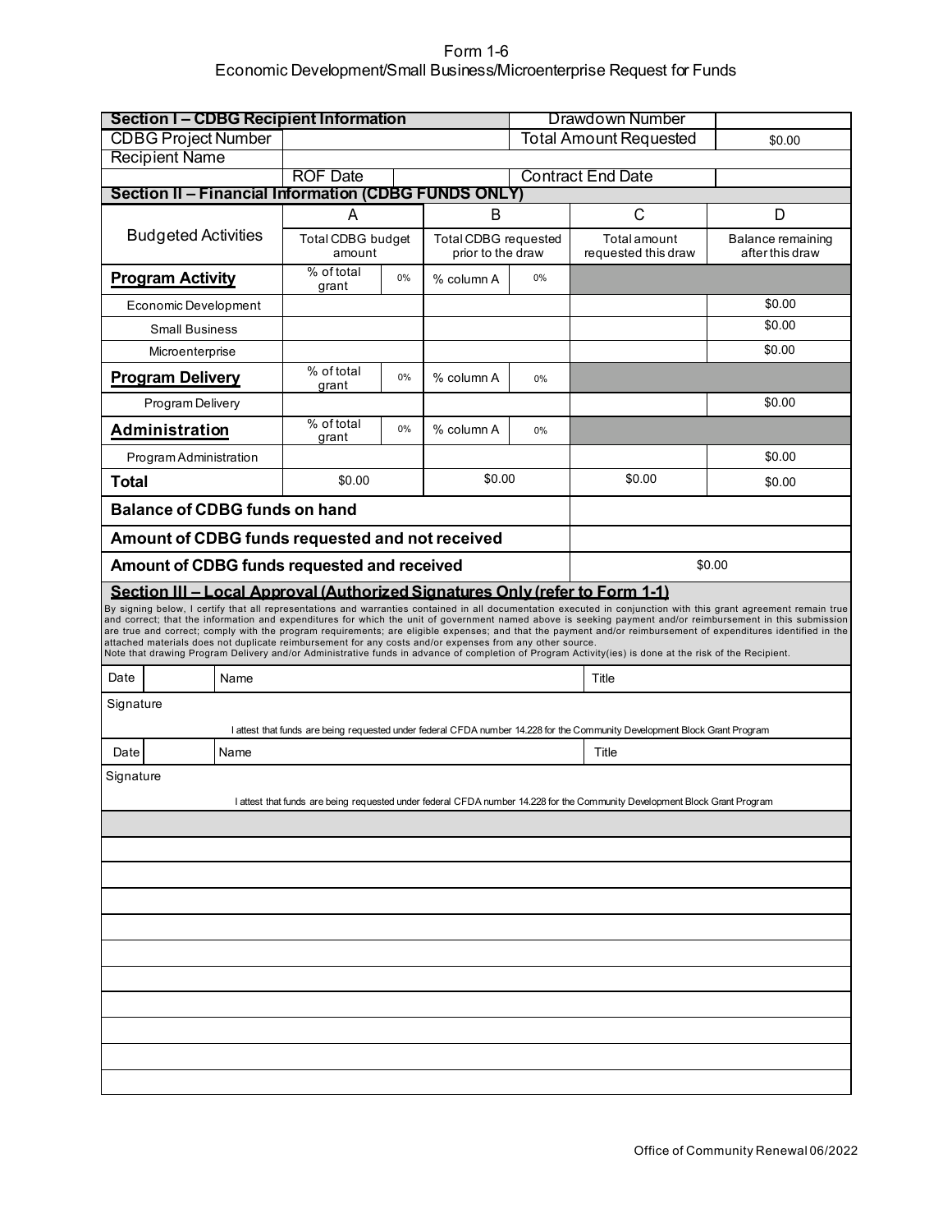# Form 1-6
## Economic Development/Small Business/Microenterprise Request for Funds

| **Section I – CDBG Recipient Information** | | Drawdown Number | |
|---|---|---|---|
| CDBG Project Number | | Total Amount Requested | $0.00 |
| Recipient Name | | | |
| | ROF Date | Contract End Date | |

**Section II – Financial Information (CDBG FUNDS ONLY)**

| Budgeted Activities | A | | B | | C | D |
|---|---|---|---|---|---|---|
| | Total CDBG budget amount | | Total CDBG requested prior to the draw | | Total amount requested this draw | Balance remaining after this draw |
| **Program Activity** | % of total grant | 0% | % column A | 0% | | |
| Economic Development | | | | | | $0.00 |
| Small Business | | | | | | $0.00 |
| Microenterprise | | | | | | $0.00 |
| **Program Delivery** | % of total grant | 0% | % column A | 0% | | |
| Program Delivery | | | | | | $0.00 |
| **Administration** | % of total grant | 0% | % column A | 0% | | |
| Program Administration | | | | | | $0.00 |
| **Total** | $0.00 | | $0.00 | | $0.00 | $0.00 |
| **Balance of CDBG funds on hand** | | | | | | |
| **Amount of CDBG funds requested and not received** | | | | | | |
| **Amount of CDBG funds requested and received** | | | | | $0.00 | |

**Section III – Local Approval (Authorized Signatures Only (refer to Form 1-1)**

By signing below, I certify that all representations and warranties contained in all documentation executed in conjunction with this grant agreement remain true and correct; that the information and expenditures for which the unit of government named above is seeking payment and/or reimbursement in this submission are true and correct; comply with the program requirements; are eligible expenses; and that the payment and/or reimbursement of expenditures identified in the attached materials does not duplicate reimbursement for any costs and/or expenses from any other source.
Note that drawing Program Delivery and/or Administrative funds in advance of completion of Program Activity(ies) is done at the risk of the Recipient.

| Date | | Name | Title |
|---|---|---|---|
| Signature | | | |

I attest that funds are being requested under federal CFDA number 14.228 for the Community Development Block Grant Program

| Date | | Name | Title |
|---|---|---|---|
| Signature | | | |

I attest that funds are being requested under federal CFDA number 14.228 for the Community Development Block Grant Program

Office of Community Renewal 06/2022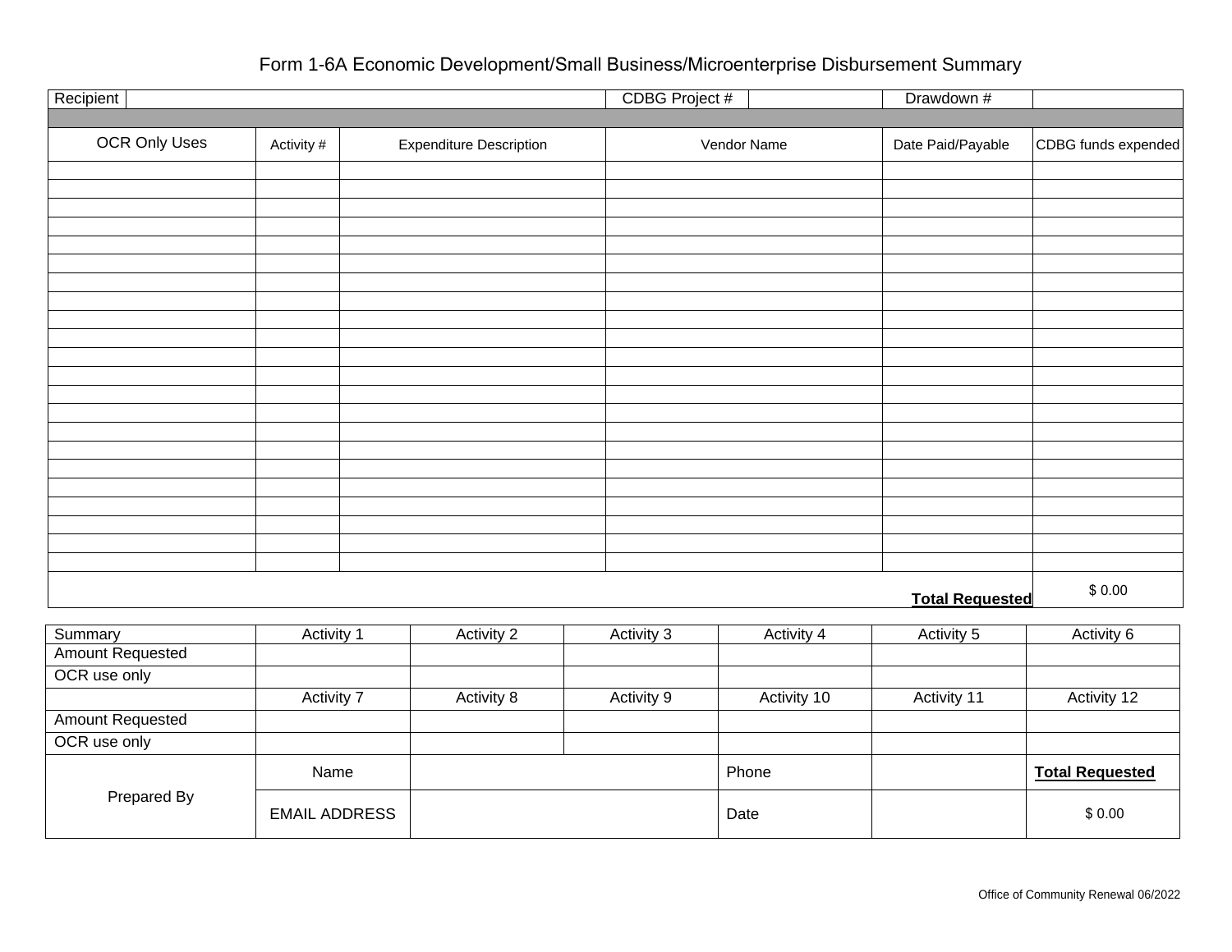# Form 1-6A Economic Development/Small Business/Microenterprise Disbursement Summary

| Recipient | | CDBG Project # | | Drawdown # | |
|---|---|---|---|---|---|

| OCR Only Uses | Activity # | Expenditure Description | Vendor Name | Date Paid/Payable | CDBG funds expended |
|---|---|---|---|---|---|
| | | | | | |
| | | | | | |
| | | | | | |
| | | | | | |
| | | | | | |
| | | | | | |
| | | | | | |
| | | | | | |
| | | | | | |
| | | | | | |
| | | | | | |
| | | | | | |
| | | | | | |
| | | | | | |
| | | | | | |
| | | | | | |
| | | | | | |
| | | | | | |
| | | | | | |
| | | | | | |
| | | | | | |
| | | | | | |
| | | | | **Total Requested** | $ 0.00 |

| Summary | Activity 1 | Activity 2 | Activity 3 | Activity 4 | Activity 5 | Activity 6 |
|---|---|---|---|---|---|---|
| Amount Requested | | | | | | |
| OCR use only | | | | | | |
| | Activity 7 | Activity 8 | Activity 9 | Activity 10 | Activity 11 | Activity 12 |
| Amount Requested | | | | | | |
| OCR use only | | | | | | |
| Prepared By | Name | | Phone | | **Total Requested** | |
| | EMAIL ADDRESS | | Date | | $ 0.00 | |

Office of Community Renewal 06/2022